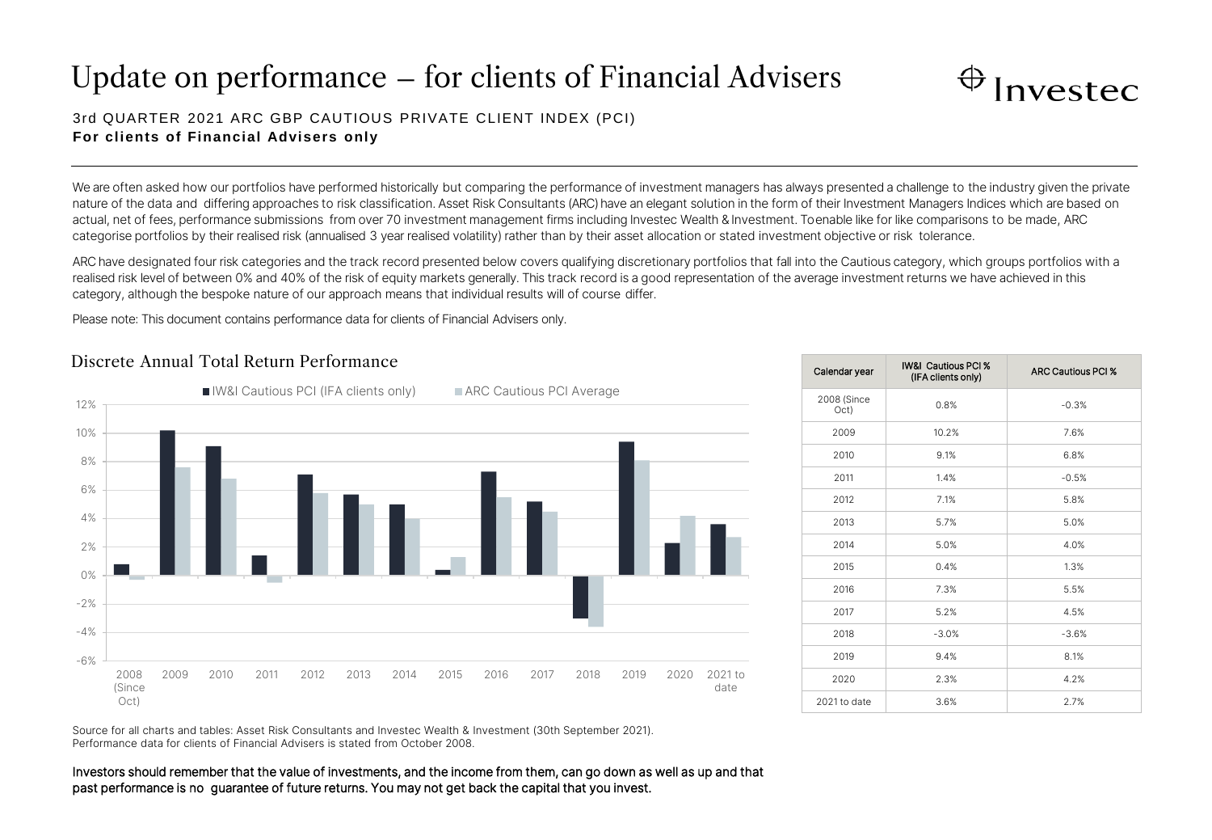# Update on performance – for clients of Financial Advisers

3rd QUARTER 2021 ARC GBP CAUTIOUS PRIVATE CLIENT INDEX (PCI)

**For clients of Financial Advisers only**

We are often asked how our portfolios have performed historically but comparing the performance of investment managers has always presented a challenge to the industry given the private nature of the data and differing approaches to risk classification. Asset Risk Consultants (ARC) have an elegant solution in the form of their Investment Managers Indices which are based on actual, net of fees, performance submissions from over 70 investment management firms including Investec Wealth & Investment. To enable like for like comparisons to be made, ARC categorise portfolios by their realised risk (annualised 3 year realised volatility) rather than by their asset allocation or stated investment objective or risk tolerance.

ARC have designated four risk categories and the track record presented below covers qualifying discretionary portfolios that fall into the Cautious category, which groups portfolios with a realised risk level of between 0% and 40% of the risk of equity markets generally. This track record is a good representation of the average investment returns we have achieved in this category, although the bespoke nature of our approach means that individual results will of course differ.

Please note: This document contains performance data for clients of Financial Advisers only.

## Discrete Annual Total Return Performance

| Calendar year | IW&I Cautious PCI % (IFA clients only) | ARC Cautious PCI % |
|---|---|---|
| 2008 (Since Oct) | 0.8% | -0.3% |
| 2009 | 10.2% | 7.6% |
| 2010 | 9.1% | 6.8% |
| 2011 | 1.4% | -0.5% |
| 2012 | 7.1% | 5.8% |
| 2013 | 5.7% | 5.0% |
| 2014 | 5.0% | 4.0% |
| 2015 | 0.4% | 1.3% |
| 2016 | 7.3% | 5.5% |
| 2017 | 5.2% | 4.5% |
| 2018 | -3.0% | -3.6% |
| 2019 | 9.4% | 8.1% |
| 2020 | 2.3% | 4.2% |
| 2021 to date | 3.6% | 2.7% |

Source for all charts and tables: Asset Risk Consultants and Investec Wealth & Investment (30th September 2021).
Performance data for clients of Financial Advisers is stated from October 2008.

Investors should remember that the value of investments, and the income from them, can go down as well as up and that past performance is no guarantee of future returns. You may not get back the capital that you invest.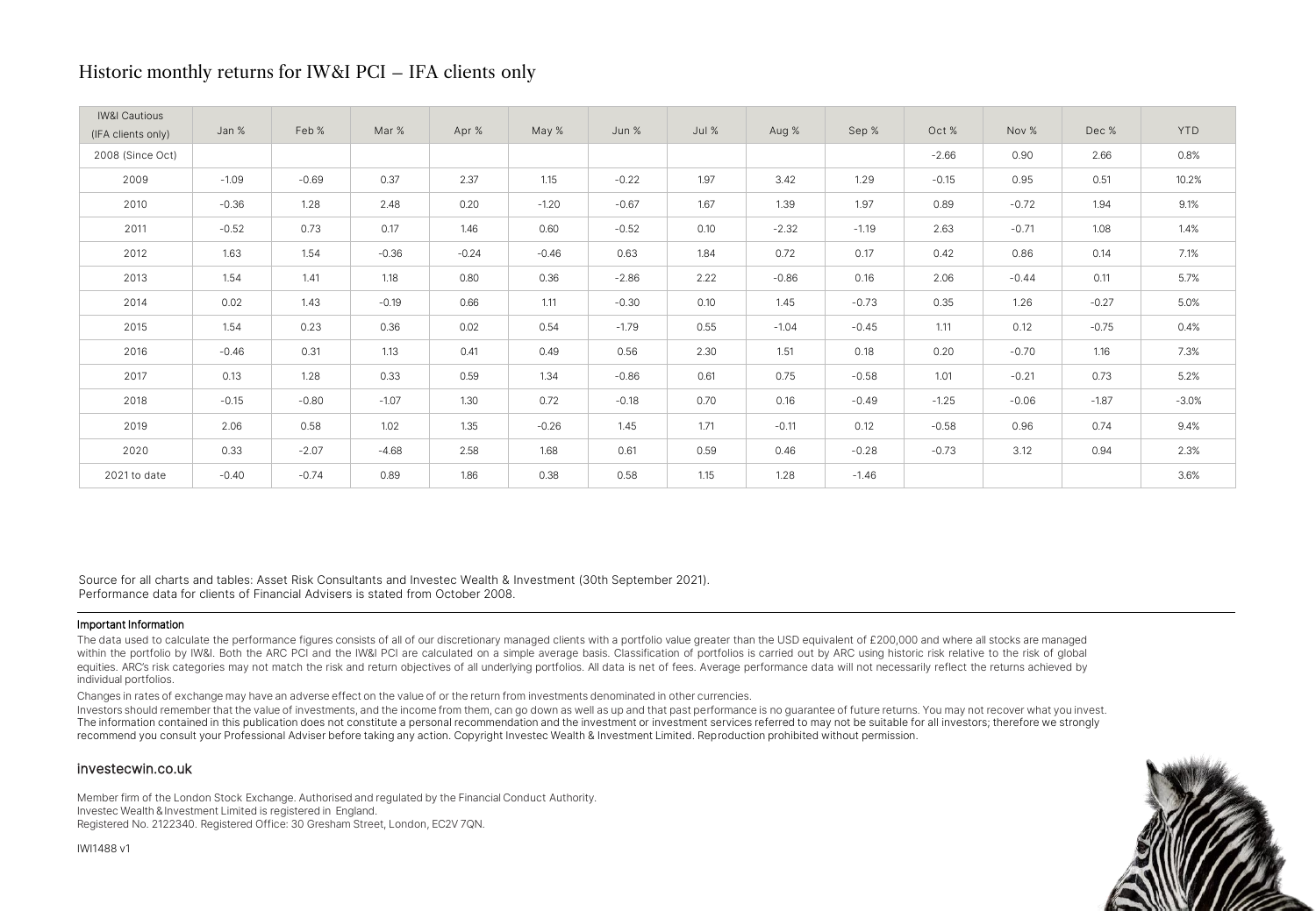# Historic monthly returns for IW&I PCI – IFA clients only

| IW&I Cautious (IFA clients only) | Jan % | Feb % | Mar % | Apr % | May % | Jun % | Jul % | Aug % | Sep % | Oct % | Nov % | Dec % | YTD |
|---|---|---|---|---|---|---|---|---|---|---|---|---|---|
| 2008 (Since Oct) | | | | | | | | | | -2.66 | 0.90 | 2.66 | 0.8% |
| 2009 | -1.09 | -0.69 | 0.37 | 2.37 | 1.15 | -0.22 | 1.97 | 3.42 | 1.29 | -0.15 | 0.95 | 0.51 | 10.2% |
| 2010 | -0.36 | 1.28 | 2.48 | 0.20 | -1.20 | -0.67 | 1.67 | 1.39 | 1.97 | 0.89 | -0.72 | 1.94 | 9.1% |
| 2011 | -0.52 | 0.73 | 0.17 | 1.46 | 0.60 | -0.52 | 0.10 | -2.32 | -1.19 | 2.63 | -0.71 | 1.08 | 1.4% |
| 2012 | 1.63 | 1.54 | -0.36 | -0.24 | -0.46 | 0.63 | 1.84 | 0.72 | 0.17 | 0.42 | 0.86 | 0.14 | 7.1% |
| 2013 | 1.54 | 1.41 | 1.18 | 0.80 | 0.36 | -2.86 | 2.22 | -0.86 | 0.16 | 2.06 | -0.44 | 0.11 | 5.7% |
| 2014 | 0.02 | 1.43 | -0.19 | 0.66 | 1.11 | -0.30 | 0.10 | 1.45 | -0.73 | 0.35 | 1.26 | -0.27 | 5.0% |
| 2015 | 1.54 | 0.23 | 0.36 | 0.02 | 0.54 | -1.79 | 0.55 | -1.04 | -0.45 | 1.11 | 0.12 | -0.75 | 0.4% |
| 2016 | -0.46 | 0.31 | 1.13 | 0.41 | 0.49 | 0.56 | 2.30 | 1.51 | 0.18 | 0.20 | -0.70 | 1.16 | 7.3% |
| 2017 | 0.13 | 1.28 | 0.33 | 0.59 | 1.34 | -0.86 | 0.61 | 0.75 | -0.58 | 1.01 | -0.21 | 0.73 | 5.2% |
| 2018 | -0.15 | -0.80 | -1.07 | 1.30 | 0.72 | -0.18 | 0.70 | 0.16 | -0.49 | -1.25 | -0.06 | -1.87 | -3.0% |
| 2019 | 2.06 | 0.58 | 1.02 | 1.35 | -0.26 | 1.45 | 1.71 | -0.11 | 0.12 | -0.58 | 0.96 | 0.74 | 9.4% |
| 2020 | 0.33 | -2.07 | -4.68 | 2.58 | 1.68 | 0.61 | 0.59 | 0.46 | -0.28 | -0.73 | 3.12 | 0.94 | 2.3% |
| 2021 to date | -0.40 | -0.74 | 0.89 | 1.86 | 0.38 | 0.58 | 1.15 | 1.28 | -1.46 | | | | 3.6% |

Source for all charts and tables: Asset Risk Consultants and Investec Wealth & Investment (30th September 2021).
Performance data for clients of Financial Advisers is stated from October 2008.

**Important Information**

The data used to calculate the performance figures consists of all of our discretionary managed clients with a portfolio value greater than the USD equivalent of £200,000 and where all stocks are managed within the portfolio by IW&I. Both the ARC PCI and the IW&I PCI are calculated on a simple average basis. Classification of portfolios is carried out by ARC using historic risk relative to the risk of global equities. ARC's risk categories may not match the risk and return objectives of all underlying portfolios. All data is net of fees. Average performance data will not necessarily reflect the returns achieved by individual portfolios.

Changes in rates of exchange may have an adverse effect on the value of or the return from investments denominated in other currencies.

Investors should remember that the value of investments, and the income from them, can go down as well as up and that past performance is no guarantee of future returns. You may not recover what you invest. The information contained in this publication does not constitute a personal recommendation and the investment or investment services referred to may not be suitable for all investors; therefore we strongly recommend you consult your Professional Adviser before taking any action. Copyright Investec Wealth & Investment Limited. Reproduction prohibited without permission.

**investecwin.co.uk**

Member firm of the London Stock Exchange. Authorised and regulated by the Financial Conduct Authority.
Investec Wealth & Investment Limited is registered in England.
Registered No. 2122340. Registered Office: 30 Gresham Street, London, EC2V 7QN.

IWI1488 v1